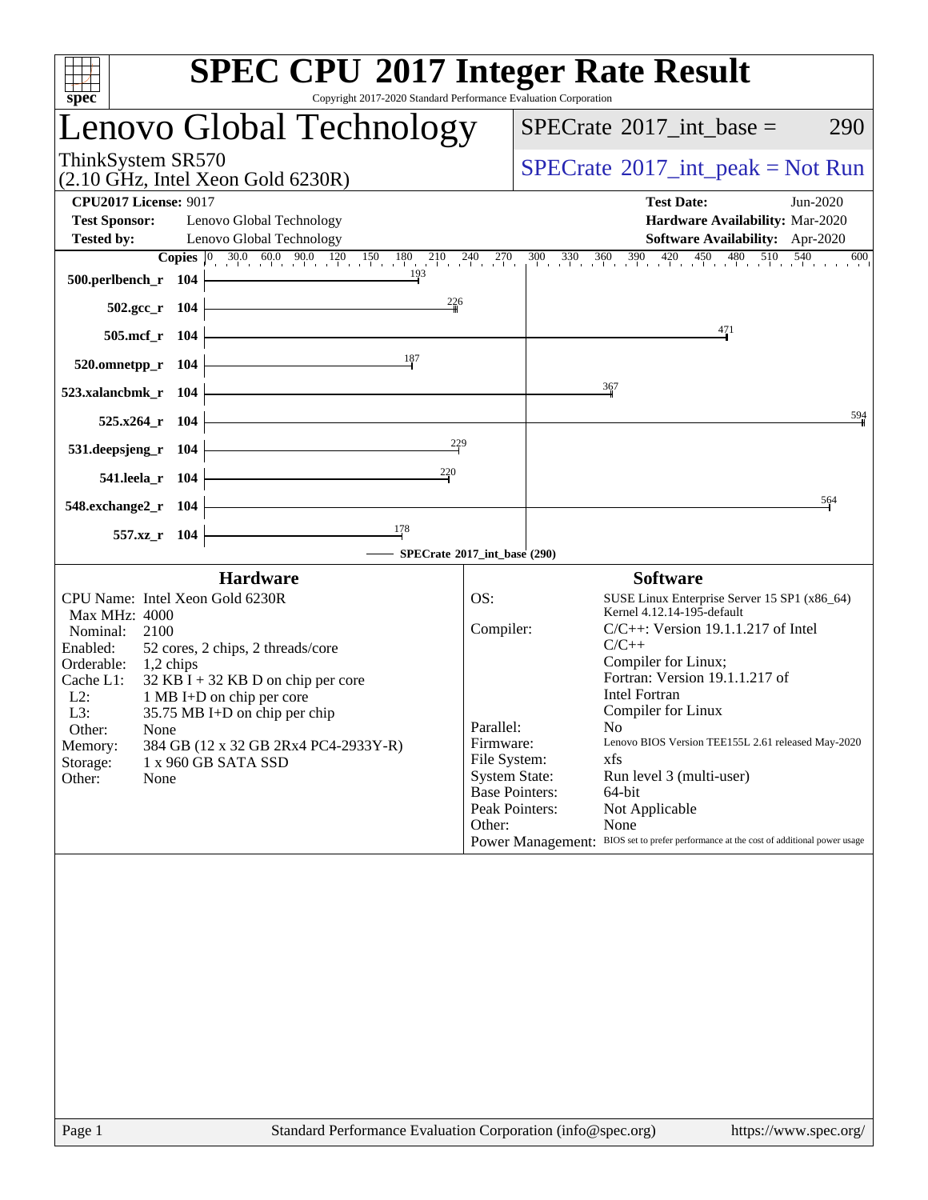# SPEC CPU 2017 Integer Rate Result

Copyright 2017-2020 Standard Performance Evaluation Corporation

## Lenovo Global Technology

ThinkSystem SR570
(2.10 GHz, Intel Xeon Gold 6230R)

SPECrate 2017_int_base = 290

SPECrate 2017_int_peak = Not Run

**CPU2017 License:** 9017
**Test Sponsor:** Lenovo Global Technology
**Tested by:** Lenovo Global Technology

**Test Date:** Jun-2020
**Hardware Availability:** Mar-2020
**Software Availability:** Apr-2020

| Benchmark | Copies | SPECrate 2017_int_base (290) |
|---|---|---|
| 500.perlbench_r | 104 | 193 |
| 502.gcc_r | 104 | 226 |
| 505.mcf_r | 104 | 471 |
| 520.omnetpp_r | 104 | 187 |
| 523.xalancbmk_r | 104 | 367 |
| 525.x264_r | 104 | 594 |
| 531.deepsjeng_r | 104 | 229 |
| 541.leela_r | 104 | 220 |
| 548.exchange2_r | 104 | 564 |
| 557.xz_r | 104 | 178 |

### Hardware

| | |
|---|---|
| CPU Name: | Intel Xeon Gold 6230R |
| Max MHz: | 4000 |
| Nominal: | 2100 |
| Enabled: | 52 cores, 2 chips, 2 threads/core |
| Orderable: | 1,2 chips |
| Cache L1: | 32 KB I + 32 KB D on chip per core |
| L2: | 1 MB I+D on chip per core |
| L3: | 35.75 MB I+D on chip per chip |
| Other: | None |
| Memory: | 384 GB (12 x 32 GB 2Rx4 PC4-2933Y-R) |
| Storage: | 1 x 960 GB SATA SSD |
| Other: | None |

### Software

| | |
|---|---|
| OS: | SUSE Linux Enterprise Server 15 SP1 (x86_64) Kernel 4.12.14-195-default |
| Compiler: | C/C++: Version 19.1.1.217 of Intel C/C++ Compiler for Linux; Fortran: Version 19.1.1.217 of Intel Fortran Compiler for Linux |
| Parallel: | No |
| Firmware: | Lenovo BIOS Version TEE155L 2.61 released May-2020 |
| File System: | xfs |
| System State: | Run level 3 (multi-user) |
| Base Pointers: | 64-bit |
| Peak Pointers: | Not Applicable |
| Other: | None |
| Power Management: | BIOS set to prefer performance at the cost of additional power usage |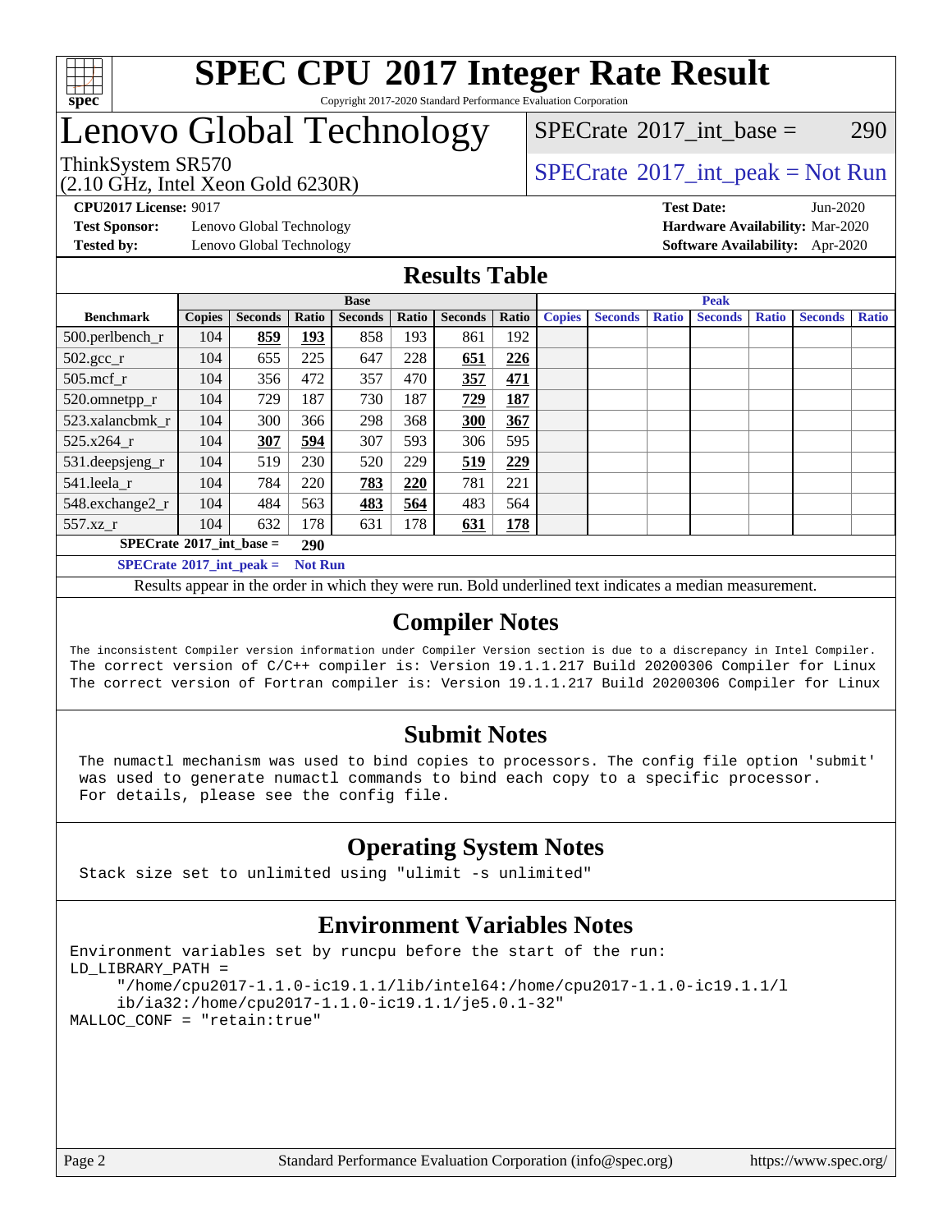# SPEC CPU 2017 Integer Rate Result

Copyright 2017-2020 Standard Performance Evaluation Corporation

## Lenovo Global Technology

ThinkSystem SR570
(2.10 GHz, Intel Xeon Gold 6230R)

SPECrate 2017_int_base = 290

SPECrate 2017_int_peak = Not Run

**CPU2017 License:** 9017
**Test Sponsor:** Lenovo Global Technology
**Tested by:** Lenovo Global Technology

**Test Date:** Jun-2020
**Hardware Availability:** Mar-2020
**Software Availability:** Apr-2020

## Results Table

| Benchmark | Base | | | | | | | Peak | | | | | | |
|---|---|---|---|---|---|---|---|---|---|---|---|---|---|---|
| | Copies | Seconds | Ratio | Seconds | Ratio | Seconds | Ratio | Copies | Seconds | Ratio | Seconds | Ratio | Seconds | Ratio |
| 500.perlbench_r | 104 | **859** | **193** | 858 | 193 | 861 | 192 | | | | | | | |
| 502.gcc_r | 104 | 655 | 225 | 647 | 228 | **651** | **226** | | | | | | | |
| 505.mcf_r | 104 | 356 | 472 | 357 | 470 | **357** | **471** | | | | | | | |
| 520.omnetpp_r | 104 | 729 | 187 | 730 | 187 | **729** | **187** | | | | | | | |
| 523.xalancbmk_r | 104 | 300 | 366 | 298 | 368 | **300** | **367** | | | | | | | |
| 525.x264_r | 104 | **307** | **594** | 307 | 593 | 306 | 595 | | | | | | | |
| 531.deepsjeng_r | 104 | 519 | 230 | 520 | 229 | **519** | **229** | | | | | | | |
| 541.leela_r | 104 | 784 | 220 | **783** | **220** | 781 | 221 | | | | | | | |
| 548.exchange2_r | 104 | 484 | 563 | **483** | **564** | 483 | 564 | | | | | | | |
| 557.xz_r | 104 | 632 | 178 | 631 | 178 | **631** | **178** | | | | | | | |

**SPECrate 2017_int_base = 290**

**SPECrate 2017_int_peak = Not Run**

Results appear in the order in which they were run. Bold underlined text indicates a median measurement.

## Compiler Notes

```
The inconsistent Compiler version information under Compiler Version section is due to a discrepancy in Intel Compiler.
The correct version of C/C++ compiler is: Version 19.1.1.217 Build 20200306 Compiler for Linux
The correct version of Fortran compiler is: Version 19.1.1.217 Build 20200306 Compiler for Linux
```

## Submit Notes

```
The numactl mechanism was used to bind copies to processors. The config file option 'submit'
was used to generate numactl commands to bind each copy to a specific processor.
For details, please see the config file.
```

## Operating System Notes

```
Stack size set to unlimited using "ulimit -s unlimited"
```

## Environment Variables Notes

```
Environment variables set by runcpu before the start of the run:
LD_LIBRARY_PATH =
     "/home/cpu2017-1.1.0-ic19.1.1/lib/intel64:/home/cpu2017-1.1.0-ic19.1.1/l
     ib/ia32:/home/cpu2017-1.1.0-ic19.1.1/je5.0.1-32"
MALLOC_CONF = "retain:true"
```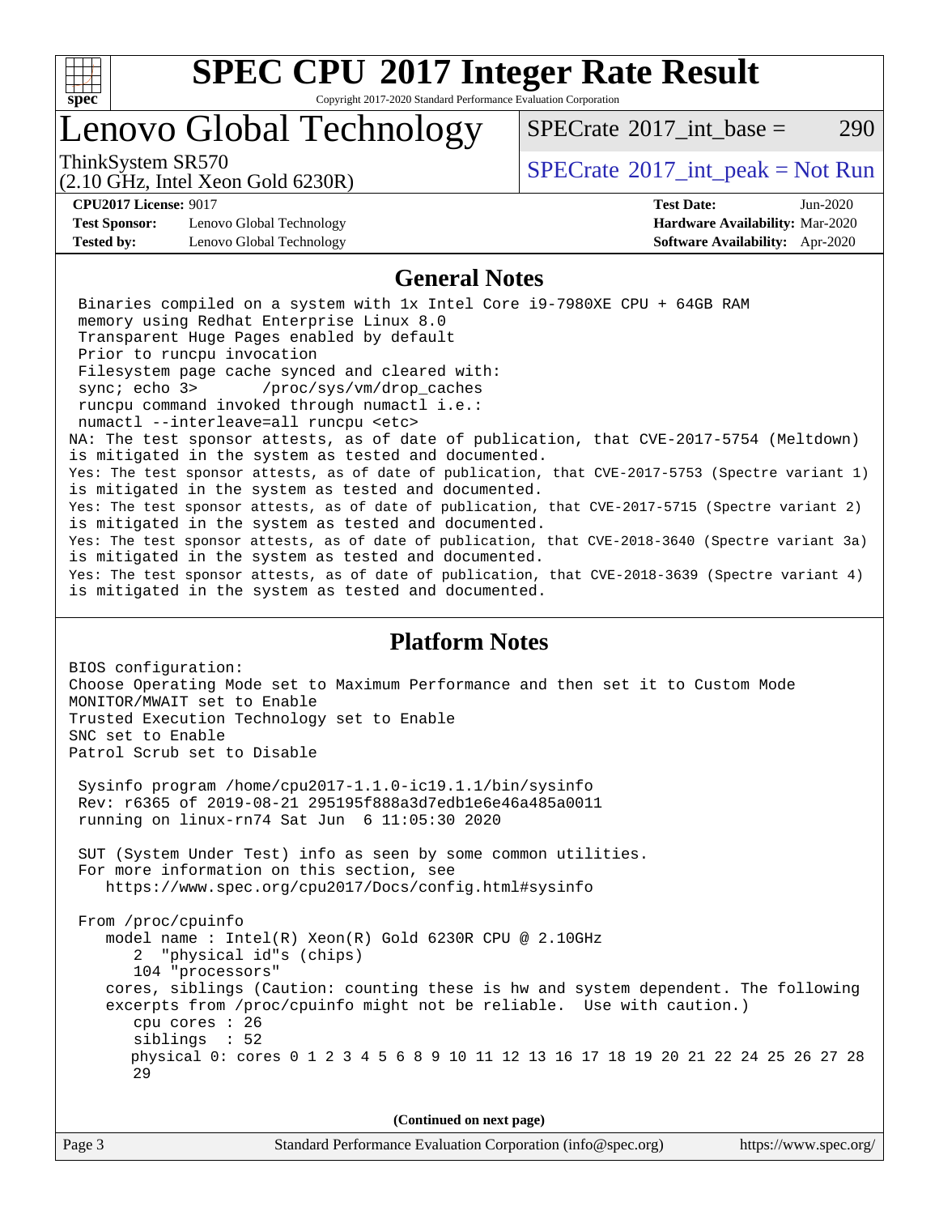# SPEC CPU 2017 Integer Rate Result

Copyright 2017-2020 Standard Performance Evaluation Corporation

## Lenovo Global Technology

ThinkSystem SR570
(2.10 GHz, Intel Xeon Gold 6230R)

SPECrate 2017_int_base = 290

SPECrate 2017_int_peak = Not Run

**CPU2017 License:** 9017
**Test Sponsor:** Lenovo Global Technology
**Tested by:** Lenovo Global Technology

**Test Date:** Jun-2020
**Hardware Availability:** Mar-2020
**Software Availability:** Apr-2020

## General Notes

```
 Binaries compiled on a system with 1x Intel Core i9-7980XE CPU + 64GB RAM
 memory using Redhat Enterprise Linux 8.0
 Transparent Huge Pages enabled by default
 Prior to runcpu invocation
 Filesystem page cache synced and cleared with:
 sync; echo 3>       /proc/sys/vm/drop_caches
 runcpu command invoked through numactl i.e.:
 numactl --interleave=all runcpu <etc>
NA: The test sponsor attests, as of date of publication, that CVE-2017-5754 (Meltdown)
is mitigated in the system as tested and documented.
Yes: The test sponsor attests, as of date of publication, that CVE-2017-5753 (Spectre variant 1)
is mitigated in the system as tested and documented.
Yes: The test sponsor attests, as of date of publication, that CVE-2017-5715 (Spectre variant 2)
is mitigated in the system as tested and documented.
Yes: The test sponsor attests, as of date of publication, that CVE-2018-3640 (Spectre variant 3a)
is mitigated in the system as tested and documented.
Yes: The test sponsor attests, as of date of publication, that CVE-2018-3639 (Spectre variant 4)
is mitigated in the system as tested and documented.
```

## Platform Notes

```
BIOS configuration:
Choose Operating Mode set to Maximum Performance and then set it to Custom Mode
MONITOR/MWAIT set to Enable
Trusted Execution Technology set to Enable
SNC set to Enable
Patrol Scrub set to Disable

 Sysinfo program /home/cpu2017-1.1.0-ic19.1.1/bin/sysinfo
 Rev: r6365 of 2019-08-21 295195f888a3d7edb1e6e46a485a0011
 running on linux-rn74 Sat Jun  6 11:05:30 2020

 SUT (System Under Test) info as seen by some common utilities.
 For more information on this section, see
    https://www.spec.org/cpu2017/Docs/config.html#sysinfo

 From /proc/cpuinfo
    model name : Intel(R) Xeon(R) Gold 6230R CPU @ 2.10GHz
       2  "physical id"s (chips)
       104 "processors"
    cores, siblings (Caution: counting these is hw and system dependent. The following
    excerpts from /proc/cpuinfo might not be reliable.  Use with caution.)
       cpu cores : 26
       siblings  : 52
       physical 0: cores 0 1 2 3 4 5 6 8 9 10 11 12 13 16 17 18 19 20 21 22 24 25 26 27 28
       29
```

(Continued on next page)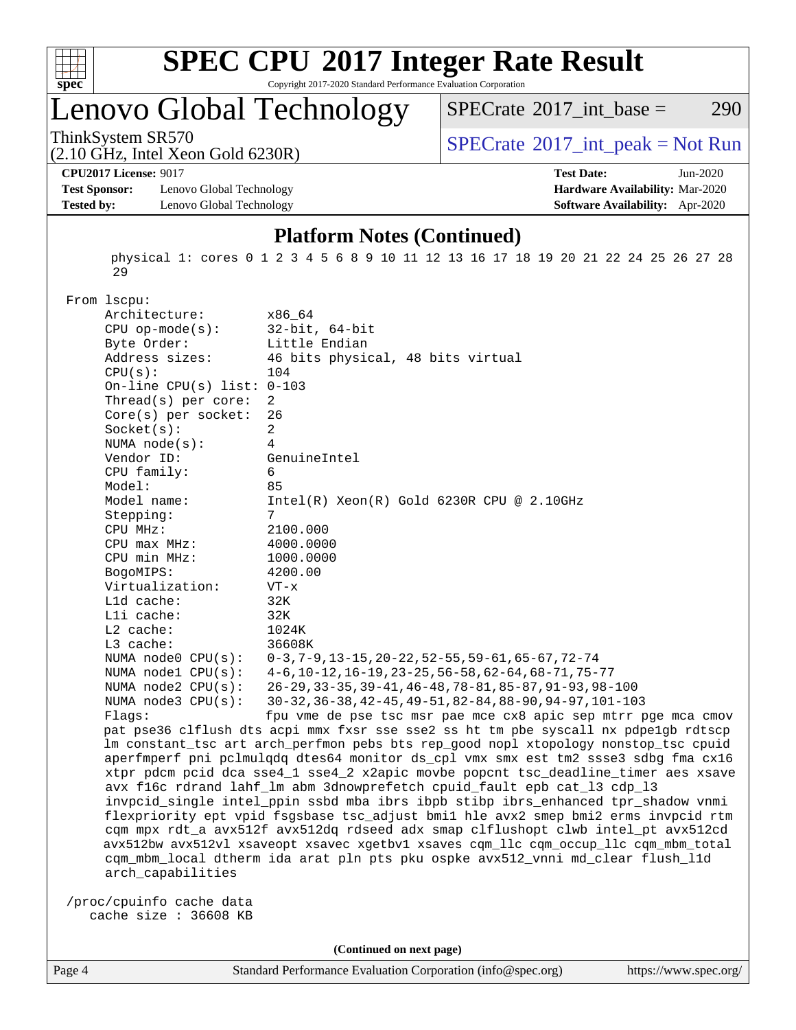# SPEC CPU 2017 Integer Rate Result

Copyright 2017-2020 Standard Performance Evaluation Corporation

## Lenovo Global Technology

ThinkSystem SR570
(2.10 GHz, Intel Xeon Gold 6230R)

SPECrate 2017_int_base = 290

SPECrate 2017_int_peak = Not Run

**CPU2017 License:** 9017
**Test Sponsor:** Lenovo Global Technology
**Tested by:** Lenovo Global Technology

**Test Date:** Jun-2020
**Hardware Availability:** Mar-2020
**Software Availability:** Apr-2020

### Platform Notes (Continued)

```
     physical 1: cores 0 1 2 3 4 5 6 8 9 10 11 12 13 16 17 18 19 20 21 22 24 25 26 27 28
     29

 From lscpu:
      Architecture:          x86_64
      CPU op-mode(s):        32-bit, 64-bit
      Byte Order:            Little Endian
      Address sizes:         46 bits physical, 48 bits virtual
      CPU(s):                104
      On-line CPU(s) list: 0-103
      Thread(s) per core:  2
      Core(s) per socket:  26
      Socket(s):             2
      NUMA node(s):          4
      Vendor ID:             GenuineIntel
      CPU family:            6
      Model:                 85
      Model name:            Intel(R) Xeon(R) Gold 6230R CPU @ 2.10GHz
      Stepping:              7
      CPU MHz:               2100.000
      CPU max MHz:           4000.0000
      CPU min MHz:           1000.0000
      BogoMIPS:              4200.00
      Virtualization:        VT-x
      L1d cache:             32K
      L1i cache:             32K
      L2 cache:              1024K
      L3 cache:              36608K
      NUMA node0 CPU(s):   0-3,7-9,13-15,20-22,52-55,59-61,65-67,72-74
      NUMA node1 CPU(s):   4-6,10-12,16-19,23-25,56-58,62-64,68-71,75-77
      NUMA node2 CPU(s):   26-29,33-35,39-41,46-48,78-81,85-87,91-93,98-100
      NUMA node3 CPU(s):   30-32,36-38,42-45,49-51,82-84,88-90,94-97,101-103
      Flags:                 fpu vme de pse tsc msr pae mce cx8 apic sep mtrr pge mca cmov
      pat pse36 clflush dts acpi mmx fxsr sse sse2 ss ht tm pbe syscall nx pdpe1gb rdtscp
      lm constant_tsc art arch_perfmon pebs bts rep_good nopl xtopology nonstop_tsc cpuid
      aperfmperf pni pclmulqdq dtes64 monitor ds_cpl vmx smx est tm2 ssse3 sdbg fma cx16
      xtpr pdcm pcid dca sse4_1 sse4_2 x2apic movbe popcnt tsc_deadline_timer aes xsave
      avx f16c rdrand lahf_lm abm 3dnowprefetch cpuid_fault epb cat_l3 cdp_l3
      invpcid_single intel_ppin ssbd mba ibrs ibpb stibp ibrs_enhanced tpr_shadow vnmi
      flexpriority ept vpid fsgsbase tsc_adjust bmi1 hle avx2 smep bmi2 erms invpcid rtm
      cqm mpx rdt_a avx512f avx512dq rdseed adx smap clflushopt clwb intel_pt avx512cd
      avx512bw avx512vl xsaveopt xsavec xgetbv1 xsaves cqm_llc cqm_occup_llc cqm_mbm_total
      cqm_mbm_local dtherm ida arat pln pts pku ospke avx512_vnni md_clear flush_l1d
      arch_capabilities

 /proc/cpuinfo cache data
    cache size : 36608 KB
```

(Continued on next page)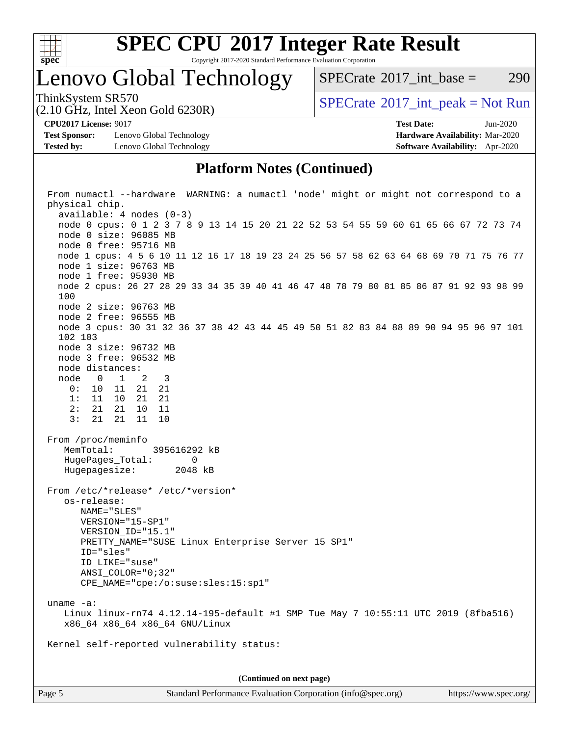## Platform Notes (Continued)

```
From numactl --hardware  WARNING: a numactl 'node' might or might not correspond to a
physical chip.
  available: 4 nodes (0-3)
  node 0 cpus: 0 1 2 3 7 8 9 13 14 15 20 21 22 52 53 54 55 59 60 61 65 66 67 72 73 74
  node 0 size: 96085 MB
  node 0 free: 95716 MB
  node 1 cpus: 4 5 6 10 11 12 16 17 18 19 23 24 25 56 57 58 62 63 64 68 69 70 71 75 76 77
  node 1 size: 96763 MB
  node 1 free: 95930 MB
  node 2 cpus: 26 27 28 29 33 34 35 39 40 41 46 47 48 78 79 80 81 85 86 87 91 92 93 98 99
  100
  node 2 size: 96763 MB
  node 2 free: 96555 MB
  node 3 cpus: 30 31 32 36 37 38 42 43 44 45 49 50 51 82 83 84 88 89 90 94 95 96 97 101
  102 103
  node 3 size: 96732 MB
  node 3 free: 96532 MB
  node distances:
  node   0   1   2   3
    0:  10  11  21  21
    1:  11  10  21  21
    2:  21  21  10  11
    3:  21  21  11  10

From /proc/meminfo
   MemTotal:       395616292 kB
   HugePages_Total:       0
   Hugepagesize:       2048 kB

From /etc/*release* /etc/*version*
   os-release:
      NAME="SLES"
      VERSION="15-SP1"
      VERSION_ID="15.1"
      PRETTY_NAME="SUSE Linux Enterprise Server 15 SP1"
      ID="sles"
      ID_LIKE="suse"
      ANSI_COLOR="0;32"
      CPE_NAME="cpe:/o:suse:sles:15:sp1"

uname -a:
   Linux linux-rn74 4.12.14-195-default #1 SMP Tue May 7 10:55:11 UTC 2019 (8fba516)
   x86_64 x86_64 x86_64 GNU/Linux

Kernel self-reported vulnerability status:
```

(Continued on next page)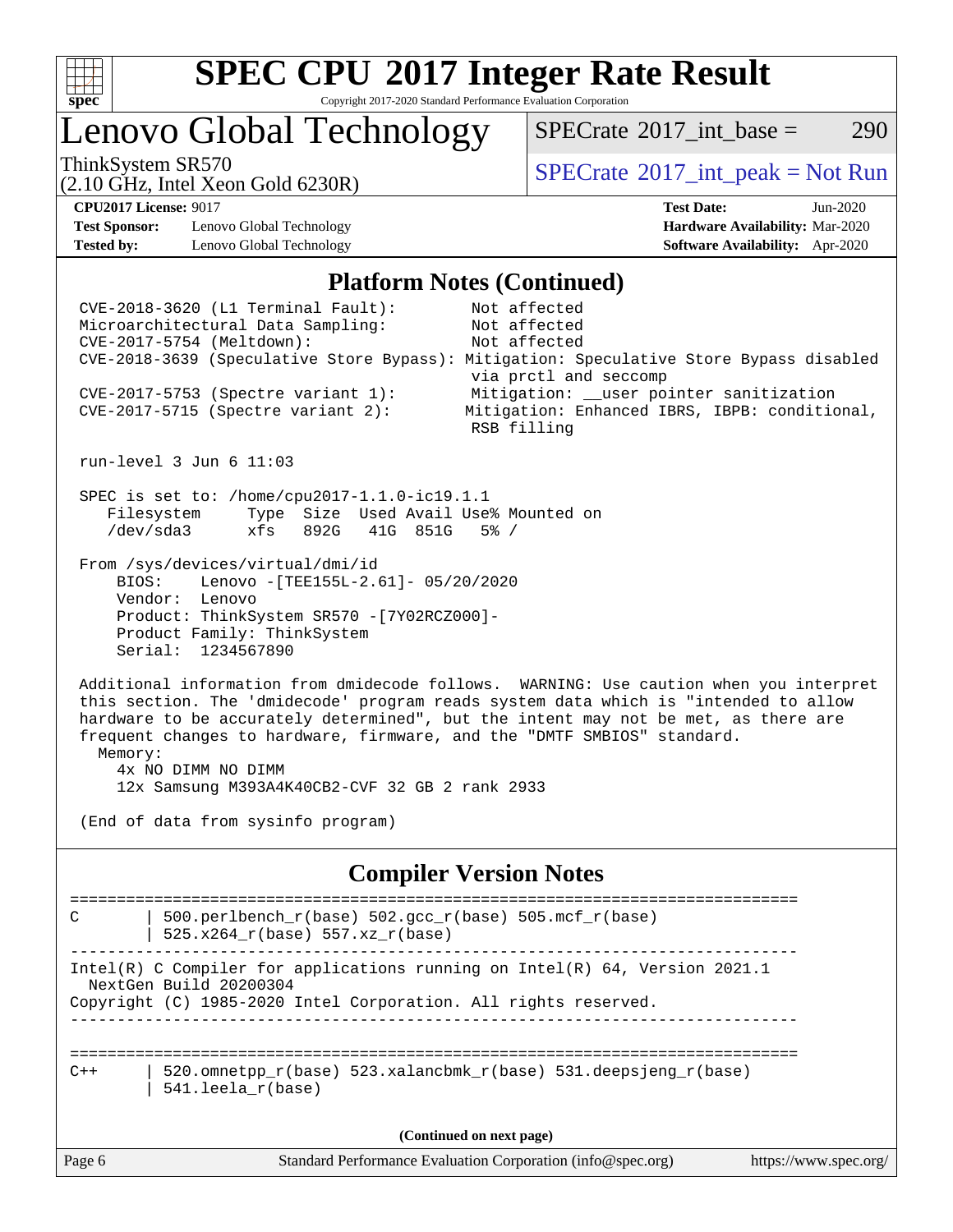# SPEC CPU 2017 Integer Rate Result

Copyright 2017-2020 Standard Performance Evaluation Corporation

## Lenovo Global Technology

ThinkSystem SR570
(2.10 GHz, Intel Xeon Gold 6230R)

SPECrate 2017_int_base = 290

SPECrate 2017_int_peak = Not Run

**CPU2017 License:** 9017
**Test Sponsor:** Lenovo Global Technology
**Tested by:** Lenovo Global Technology

**Test Date:** Jun-2020
**Hardware Availability:** Mar-2020
**Software Availability:** Apr-2020

## Platform Notes (Continued)

```
CVE-2018-3620 (L1 Terminal Fault):          Not affected
Microarchitectural Data Sampling:           Not affected
CVE-2017-5754 (Meltdown):                   Not affected
CVE-2018-3639 (Speculative Store Bypass):  Mitigation: Speculative Store Bypass disabled
                                             via prctl and seccomp
CVE-2017-5753 (Spectre variant 1):          Mitigation: __user pointer sanitization
CVE-2017-5715 (Spectre variant 2):         Mitigation: Enhanced IBRS, IBPB: conditional,
                                             RSB filling

run-level 3 Jun 6 11:03

SPEC is set to: /home/cpu2017-1.1.0-ic19.1.1
   Filesystem     Type  Size  Used Avail Use% Mounted on
   /dev/sda3      xfs   892G   41G  851G   5% /

From /sys/devices/virtual/dmi/id
    BIOS:    Lenovo -[TEE155L-2.61]- 05/20/2020
    Vendor:  Lenovo
    Product: ThinkSystem SR570 -[7Y02RCZ000]-
    Product Family: ThinkSystem
    Serial:  1234567890

Additional information from dmidecode follows.  WARNING: Use caution when you interpret
this section. The 'dmidecode' program reads system data which is "intended to allow
hardware to be accurately determined", but the intent may not be met, as there are
frequent changes to hardware, firmware, and the "DMTF SMBIOS" standard.
  Memory:
    4x NO DIMM NO DIMM
    12x Samsung M393A4K40CB2-CVF 32 GB 2 rank 2933

(End of data from sysinfo program)
```

## Compiler Version Notes

```
==============================================================================
C       | 500.perlbench_r(base) 502.gcc_r(base) 505.mcf_r(base)
        | 525.x264_r(base) 557.xz_r(base)
------------------------------------------------------------------------------
Intel(R) C Compiler for applications running on Intel(R) 64, Version 2021.1
  NextGen Build 20200304
Copyright (C) 1985-2020 Intel Corporation. All rights reserved.
------------------------------------------------------------------------------

==============================================================================
C++     | 520.omnetpp_r(base) 523.xalancbmk_r(base) 531.deepsjeng_r(base)
        | 541.leela_r(base)
```

(Continued on next page)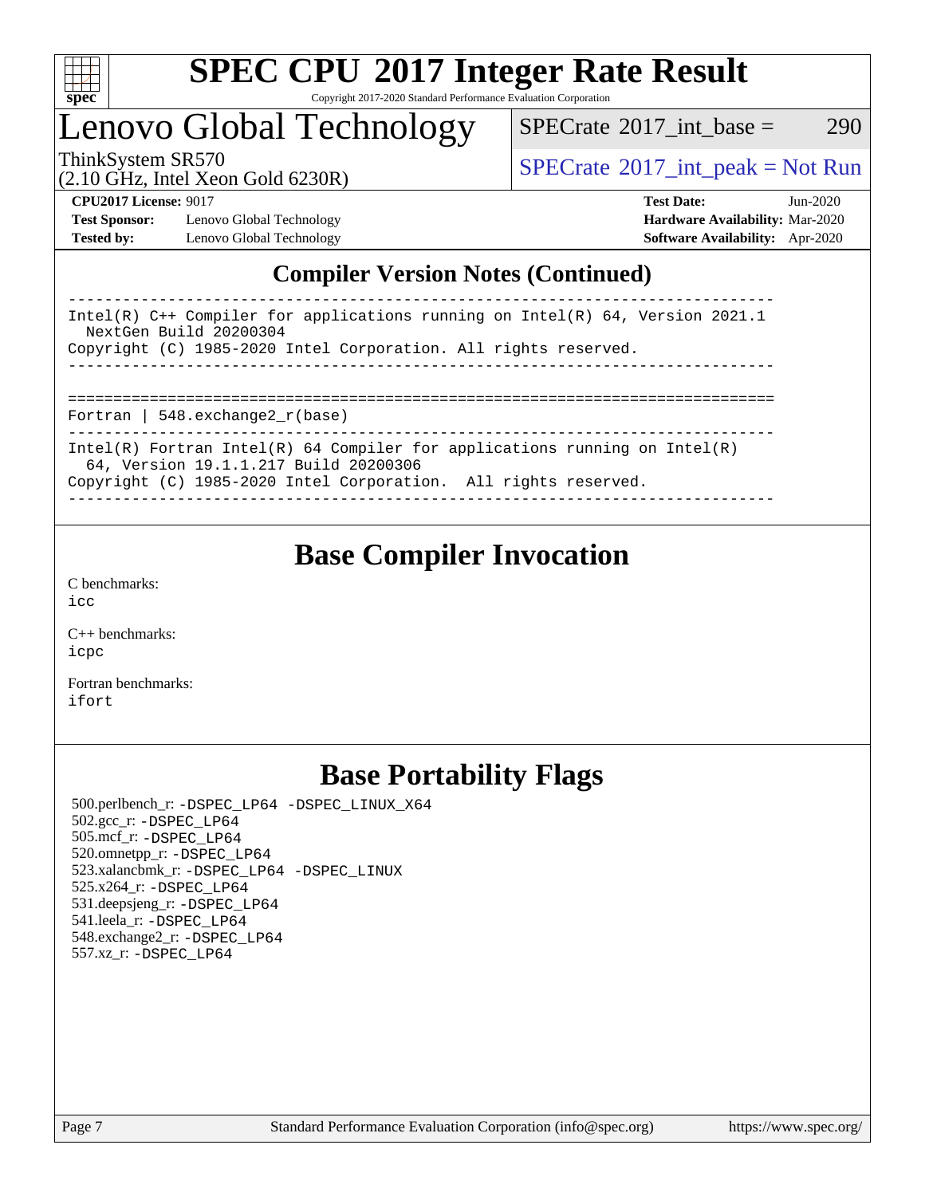# SPEC CPU 2017 Integer Rate Result

Copyright 2017-2020 Standard Performance Evaluation Corporation

# Lenovo Global Technology

ThinkSystem SR570
(2.10 GHz, Intel Xeon Gold 6230R)

SPECrate 2017_int_base = 290

SPECrate 2017_int_peak = Not Run

**CPU2017 License:** 9017
**Test Sponsor:** Lenovo Global Technology
**Tested by:** Lenovo Global Technology

**Test Date:** Jun-2020
**Hardware Availability:** Mar-2020
**Software Availability:** Apr-2020

## Compiler Version Notes (Continued)

```
------------------------------------------------------------------------------
Intel(R) C++ Compiler for applications running on Intel(R) 64, Version 2021.1
  NextGen Build 20200304
Copyright (C) 1985-2020 Intel Corporation. All rights reserved.
------------------------------------------------------------------------------

==============================================================================
Fortran | 548.exchange2_r(base)
------------------------------------------------------------------------------
Intel(R) Fortran Intel(R) 64 Compiler for applications running on Intel(R)
  64, Version 19.1.1.217 Build 20200306
Copyright (C) 1985-2020 Intel Corporation.  All rights reserved.
------------------------------------------------------------------------------
```

## Base Compiler Invocation

C benchmarks:
`icc`

C++ benchmarks:
`icpc`

Fortran benchmarks:
`ifort`

## Base Portability Flags

500.perlbench_r: `-DSPEC_LP64 -DSPEC_LINUX_X64`
502.gcc_r: `-DSPEC_LP64`
505.mcf_r: `-DSPEC_LP64`
520.omnetpp_r: `-DSPEC_LP64`
523.xalancbmk_r: `-DSPEC_LP64 -DSPEC_LINUX`
525.x264_r: `-DSPEC_LP64`
531.deepsjeng_r: `-DSPEC_LP64`
541.leela_r: `-DSPEC_LP64`
548.exchange2_r: `-DSPEC_LP64`
557.xz_r: `-DSPEC_LP64`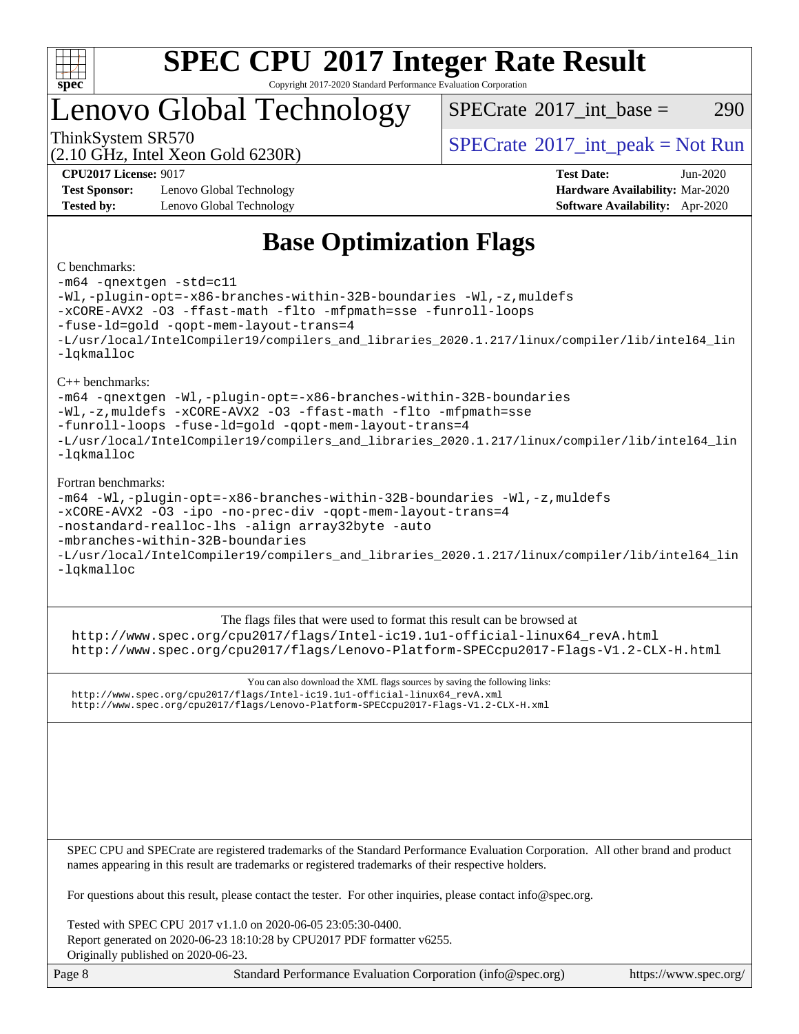# SPEC CPU 2017 Integer Rate Result

Copyright 2017-2020 Standard Performance Evaluation Corporation

## Lenovo Global Technology

ThinkSystem SR570
(2.10 GHz, Intel Xeon Gold 6230R)

SPECrate 2017_int_base = 290

SPECrate 2017_int_peak = Not Run

**CPU2017 License:** 9017
**Test Sponsor:** Lenovo Global Technology
**Tested by:** Lenovo Global Technology

**Test Date:** Jun-2020
**Hardware Availability:** Mar-2020
**Software Availability:** Apr-2020

## Base Optimization Flags

C benchmarks:

```
-m64 -qnextgen -std=c11
-Wl,-plugin-opt=-x86-branches-within-32B-boundaries -Wl,-z,muldefs
-xCORE-AVX2 -O3 -ffast-math -flto -mfpmath=sse -funroll-loops
-fuse-ld=gold -qopt-mem-layout-trans=4
-L/usr/local/IntelCompiler19/compilers_and_libraries_2020.1.217/linux/compiler/lib/intel64_lin
-lqkmalloc
```

C++ benchmarks:

```
-m64 -qnextgen -Wl,-plugin-opt=-x86-branches-within-32B-boundaries
-Wl,-z,muldefs -xCORE-AVX2 -O3 -ffast-math -flto -mfpmath=sse
-funroll-loops -fuse-ld=gold -qopt-mem-layout-trans=4
-L/usr/local/IntelCompiler19/compilers_and_libraries_2020.1.217/linux/compiler/lib/intel64_lin
-lqkmalloc
```

Fortran benchmarks:

```
-m64 -Wl,-plugin-opt=-x86-branches-within-32B-boundaries -Wl,-z,muldefs
-xCORE-AVX2 -O3 -ipo -no-prec-div -qopt-mem-layout-trans=4
-nostandard-realloc-lhs -align array32byte -auto
-mbranches-within-32B-boundaries
-L/usr/local/IntelCompiler19/compilers_and_libraries_2020.1.217/linux/compiler/lib/intel64_lin
-lqkmalloc
```

The flags files that were used to format this result can be browsed at
http://www.spec.org/cpu2017/flags/Intel-ic19.1u1-official-linux64_revA.html
http://www.spec.org/cpu2017/flags/Lenovo-Platform-SPECcpu2017-Flags-V1.2-CLX-H.html

You can also download the XML flags sources by saving the following links:
http://www.spec.org/cpu2017/flags/Intel-ic19.1u1-official-linux64_revA.xml
http://www.spec.org/cpu2017/flags/Lenovo-Platform-SPECcpu2017-Flags-V1.2-CLX-H.xml

SPEC CPU and SPECrate are registered trademarks of the Standard Performance Evaluation Corporation. All other brand and product names appearing in this result are trademarks or registered trademarks of their respective holders.

For questions about this result, please contact the tester. For other inquiries, please contact info@spec.org.

Tested with SPEC CPU 2017 v1.1.0 on 2020-06-05 23:05:30-0400.
Report generated on 2020-06-23 18:10:28 by CPU2017 PDF formatter v6255.
Originally published on 2020-06-23.